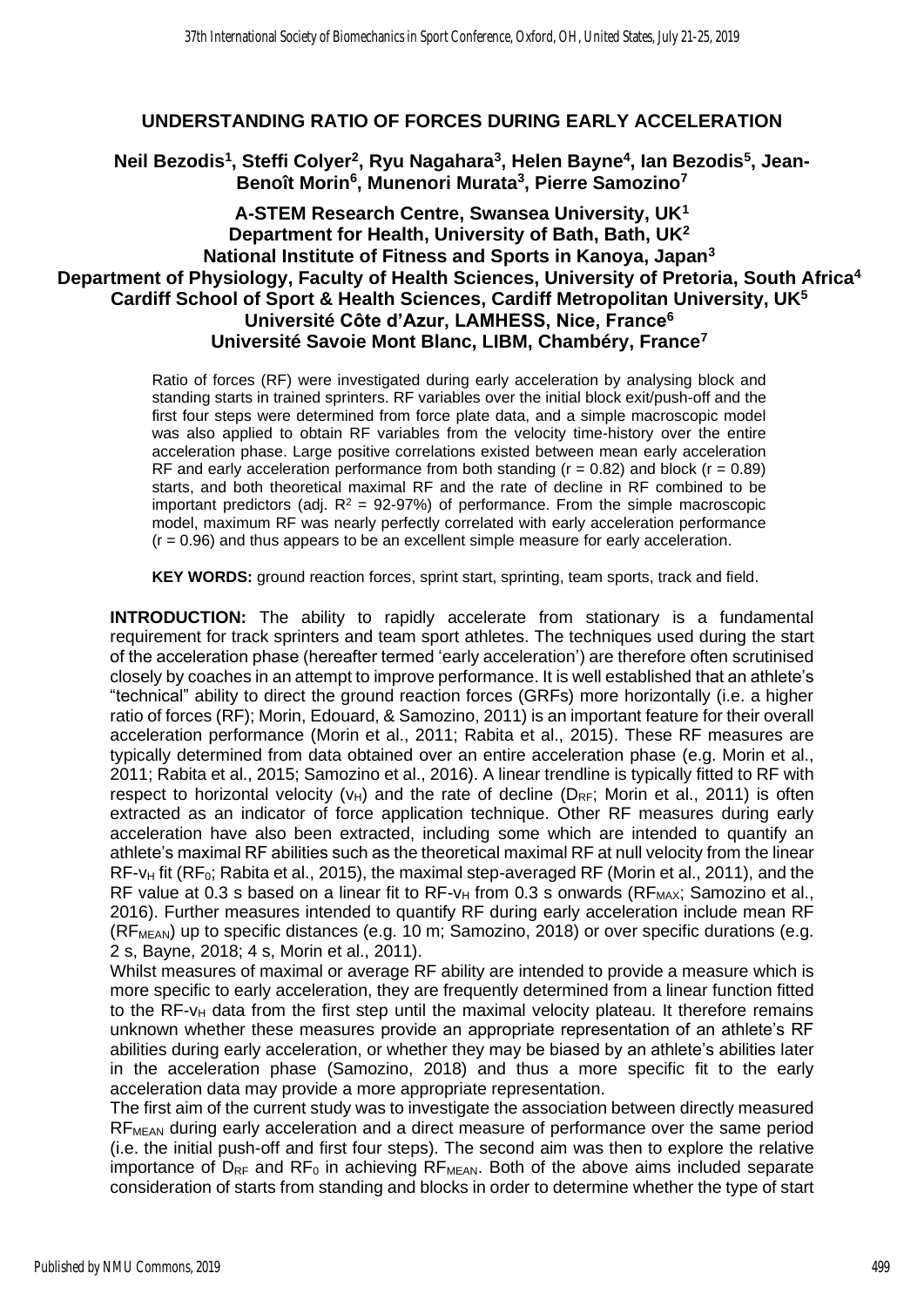# UNDERSTANDING RATIO OF FORCES DURING EARLY ACCELERATION

**Neil Bezodis[1], Steffi Colyer[2], Ryu Nagahara[3], Helen Bayne[4], Ian Bezodis[5], Jean-Benoît Morin[6], Munenori Murata[3], Pierre Samozino[7]**

**A-STEM Research Centre, Swansea University, UK[1]**
**Department for Health, University of Bath, Bath, UK[2]**
**National Institute of Fitness and Sports in Kanoya, Japan[3]**
**Department of Physiology, Faculty of Health Sciences, University of Pretoria, South Africa[4]**
**Cardiff School of Sport & Health Sciences, Cardiff Metropolitan University, UK[5]**
**Université Côte d'Azur, LAMHESS, Nice, France[6]**
**Université Savoie Mont Blanc, LIBM, Chambéry, France[7]**

Ratio of forces (RF) were investigated during early acceleration by analysing block and standing starts in trained sprinters. RF variables over the initial block exit/push-off and the first four steps were determined from force plate data, and a simple macroscopic model was also applied to obtain RF variables from the velocity time-history over the entire acceleration phase. Large positive correlations existed between mean early acceleration RF and early acceleration performance from both standing ($r = 0.82$) and block ($r = 0.89$) starts, and both theoretical maximal RF and the rate of decline in RF combined to be important predictors (adj. $R^2$ = 92-97%) of performance. From the simple macroscopic model, maximum RF was nearly perfectly correlated with early acceleration performance ($r = 0.96$) and thus appears to be an excellent simple measure for early acceleration.

**KEY WORDS:** ground reaction forces, sprint start, sprinting, team sports, track and field.

**INTRODUCTION:** The ability to rapidly accelerate from stationary is a fundamental requirement for track sprinters and team sport athletes. The techniques used during the start of the acceleration phase (hereafter termed 'early acceleration') are therefore often scrutinised closely by coaches in an attempt to improve performance. It is well established that an athlete's "technical" ability to direct the ground reaction forces (GRFs) more horizontally (i.e. a higher ratio of forces (RF); Morin, Edouard, & Samozino, 2011) is an important feature for their overall acceleration performance (Morin et al., 2011; Rabita et al., 2015). These RF measures are typically determined from data obtained over an entire acceleration phase (e.g. Morin et al., 2011; Rabita et al., 2015; Samozino et al., 2016). A linear trendline is typically fitted to RF with respect to horizontal velocity ($v_H$) and the rate of decline ($D_{RF}$; Morin et al., 2011) is often extracted as an indicator of force application technique. Other RF measures during early acceleration have also been extracted, including some which are intended to quantify an athlete's maximal RF abilities such as the theoretical maximal RF at null velocity from the linear RF-$v_H$ fit ($RF_0$; Rabita et al., 2015), the maximal step-averaged RF (Morin et al., 2011), and the RF value at 0.3 s based on a linear fit to RF-$v_H$ from 0.3 s onwards ($RF_{MAX}$; Samozino et al., 2016). Further measures intended to quantify RF during early acceleration include mean RF ($RF_{MEAN}$) up to specific distances (e.g. 10 m; Samozino, 2018) or over specific durations (e.g. 2 s, Bayne, 2018; 4 s, Morin et al., 2011).

Whilst measures of maximal or average RF ability are intended to provide a measure which is more specific to early acceleration, they are frequently determined from a linear function fitted to the RF-$v_H$ data from the first step until the maximal velocity plateau. It therefore remains unknown whether these measures provide an appropriate representation of an athlete's RF abilities during early acceleration, or whether they may be biased by an athlete's abilities later in the acceleration phase (Samozino, 2018) and thus a more specific fit to the early acceleration data may provide a more appropriate representation.

The first aim of the current study was to investigate the association between directly measured $RF_{MEAN}$ during early acceleration and a direct measure of performance over the same period (i.e. the initial push-off and first four steps). The second aim was then to explore the relative importance of $D_{RF}$ and $RF_0$ in achieving $RF_{MEAN}$. Both of the above aims included separate consideration of starts from standing and blocks in order to determine whether the type of start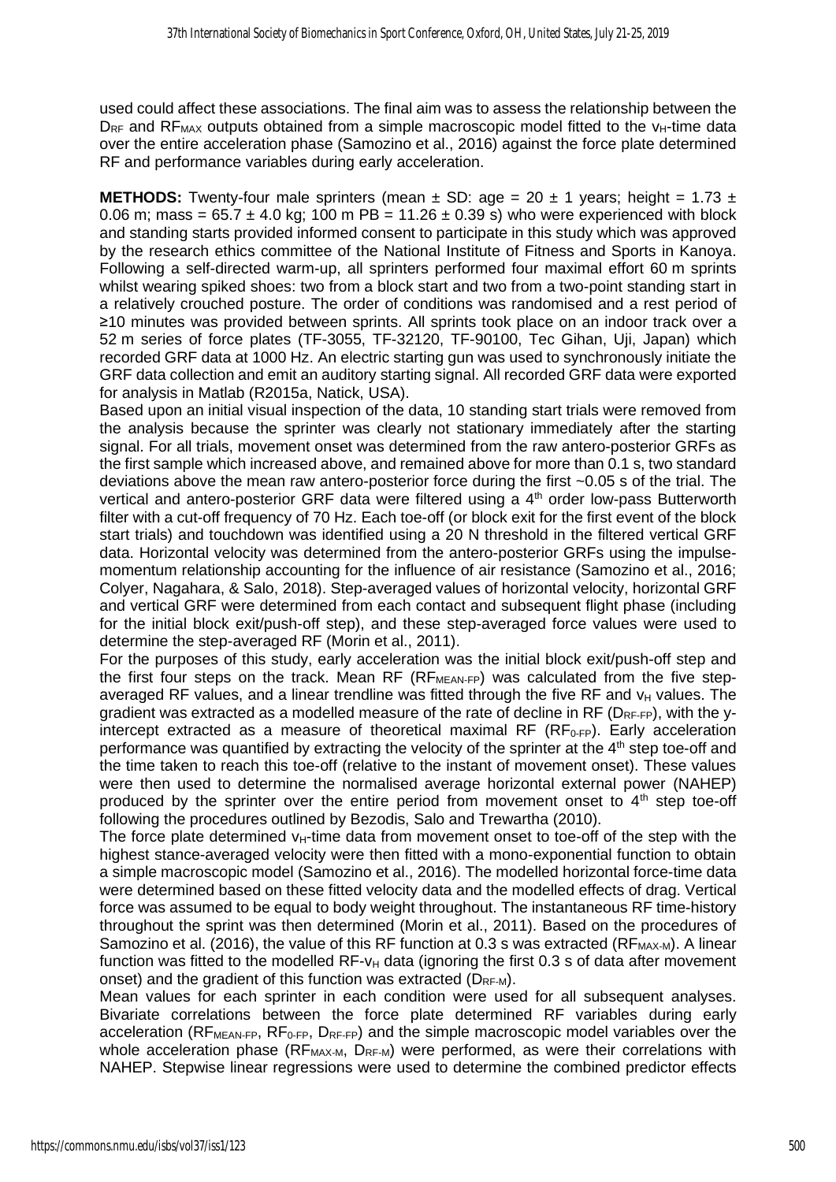used could affect these associations. The final aim was to assess the relationship between the $D_{RF}$ and $RF_{MAX}$ outputs obtained from a simple macroscopic model fitted to the $v_H$-time data over the entire acceleration phase (Samozino et al., 2016) against the force plate determined RF and performance variables during early acceleration.

**METHODS:** Twenty-four male sprinters (mean ± SD: age = 20 ± 1 years; height = 1.73 ± 0.06 m; mass = 65.7 ± 4.0 kg; 100 m PB = 11.26 ± 0.39 s) who were experienced with block and standing starts provided informed consent to participate in this study which was approved by the research ethics committee of the National Institute of Fitness and Sports in Kanoya. Following a self-directed warm-up, all sprinters performed four maximal effort 60 m sprints whilst wearing spiked shoes: two from a block start and two from a two-point standing start in a relatively crouched posture. The order of conditions was randomised and a rest period of ≥10 minutes was provided between sprints. All sprints took place on an indoor track over a 52 m series of force plates (TF-3055, TF-32120, TF-90100, Tec Gihan, Uji, Japan) which recorded GRF data at 1000 Hz. An electric starting gun was used to synchronously initiate the GRF data collection and emit an auditory starting signal. All recorded GRF data were exported for analysis in Matlab (R2015a, Natick, USA).

Based upon an initial visual inspection of the data, 10 standing start trials were removed from the analysis because the sprinter was clearly not stationary immediately after the starting signal. For all trials, movement onset was determined from the raw antero-posterior GRFs as the first sample which increased above, and remained above for more than 0.1 s, two standard deviations above the mean raw antero-posterior force during the first ~0.05 s of the trial. The vertical and antero-posterior GRF data were filtered using a 4th order low-pass Butterworth filter with a cut-off frequency of 70 Hz. Each toe-off (or block exit for the first event of the block start trials) and touchdown was identified using a 20 N threshold in the filtered vertical GRF data. Horizontal velocity was determined from the antero-posterior GRFs using the impulse-momentum relationship accounting for the influence of air resistance (Samozino et al., 2016; Colyer, Nagahara, & Salo, 2018). Step-averaged values of horizontal velocity, horizontal GRF and vertical GRF were determined from each contact and subsequent flight phase (including for the initial block exit/push-off step), and these step-averaged force values were used to determine the step-averaged RF (Morin et al., 2011).

For the purposes of this study, early acceleration was the initial block exit/push-off step and the first four steps on the track. Mean RF ($RF_{MEAN\text{-}FP}$) was calculated from the five step-averaged RF values, and a linear trendline was fitted through the five RF and $v_H$ values. The gradient was extracted as a modelled measure of the rate of decline in RF ($D_{RF\text{-}FP}$), with the y-intercept extracted as a measure of theoretical maximal RF ($RF_{0\text{-}FP}$). Early acceleration performance was quantified by extracting the velocity of the sprinter at the 4th step toe-off and the time taken to reach this toe-off (relative to the instant of movement onset). These values were then used to determine the normalised average horizontal external power (NAHEP) produced by the sprinter over the entire period from movement onset to 4th step toe-off following the procedures outlined by Bezodis, Salo and Trewartha (2010).

The force plate determined $v_H$-time data from movement onset to toe-off of the step with the highest stance-averaged velocity were then fitted with a mono-exponential function to obtain a simple macroscopic model (Samozino et al., 2016). The modelled horizontal force-time data were determined based on these fitted velocity data and the modelled effects of drag. Vertical force was assumed to be equal to body weight throughout. The instantaneous RF time-history throughout the sprint was then determined (Morin et al., 2011). Based on the procedures of Samozino et al. (2016), the value of this RF function at 0.3 s was extracted ($RF_{MAX\text{-}M}$). A linear function was fitted to the modelled RF-$v_H$ data (ignoring the first 0.3 s of data after movement onset) and the gradient of this function was extracted ($D_{RF\text{-}M}$).

Mean values for each sprinter in each condition were used for all subsequent analyses. Bivariate correlations between the force plate determined RF variables during early acceleration ($RF_{MEAN\text{-}FP}$, $RF_{0\text{-}FP}$, $D_{RF\text{-}FP}$) and the simple macroscopic model variables over the whole acceleration phase ($RF_{MAX\text{-}M}$, $D_{RF\text{-}M}$) were performed, as were their correlations with NAHEP. Stepwise linear regressions were used to determine the combined predictor effects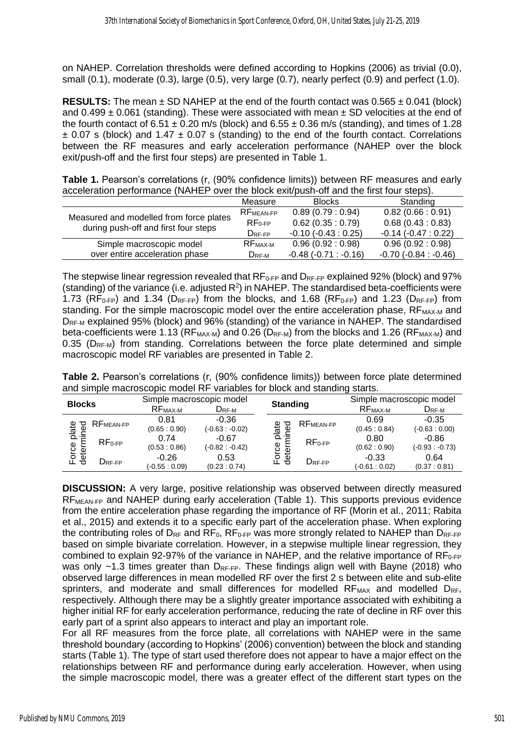on NAHEP. Correlation thresholds were defined according to Hopkins (2006) as trivial (0.0), small (0.1), moderate (0.3), large (0.5), very large (0.7), nearly perfect (0.9) and perfect (1.0).

**RESULTS:** The mean ± SD NAHEP at the end of the fourth contact was 0.565 ± 0.041 (block) and 0.499 ± 0.061 (standing). These were associated with mean ± SD velocities at the end of the fourth contact of 6.51 ± 0.20 m/s (block) and 6.55 ± 0.36 m/s (standing), and times of 1.28 ± 0.07 s (block) and 1.47 ± 0.07 s (standing) to the end of the fourth contact. Correlations between the RF measures and early acceleration performance (NAHEP over the block exit/push-off and the first four steps) are presented in Table 1.

**Table 1.** Pearson's correlations (r, (90% confidence limits)) between RF measures and early acceleration performance (NAHEP over the block exit/push-off and the first four steps).

| | Measure | Blocks | Standing |
|---|---|---|---|
| Measured and modelled from force plates during push-off and first four steps | $RF_{MEAN\text{-}FP}$ | 0.89 (0.79 : 0.94) | 0.82 (0.66 : 0.91) |
| | $RF_{0\text{-}FP}$ | 0.62 (0.35 : 0.79) | 0.68 (0.43 : 0.83) |
| | $D_{RF\text{-}FP}$ | -0.10 (-0.43 : 0.25) | -0.14 (-0.47 : 0.22) |
| Simple macroscopic model over entire acceleration phase | $RF_{MAX\text{-}M}$ | 0.96 (0.92 : 0.98) | 0.96 (0.92 : 0.98) |
| | $D_{RF\text{-}M}$ | -0.48 (-0.71 : -0.16) | -0.70 (-0.84 : -0.46) |

The stepwise linear regression revealed that $RF_{0\text{-}FP}$ and $D_{RF\text{-}FP}$ explained 92% (block) and 97% (standing) of the variance (i.e. adjusted $R^2$) in NAHEP. The standardised beta-coefficients were 1.73 ($RF_{0\text{-}FP}$) and 1.34 ($D_{RF\text{-}FP}$) from the blocks, and 1.68 ($RF_{0\text{-}FP}$) and 1.23 ($D_{RF\text{-}FP}$) from standing. For the simple macroscopic model over the entire acceleration phase, $RF_{MAX\text{-}M}$ and $D_{RF\text{-}M}$ explained 95% (block) and 96% (standing) of the variance in NAHEP. The standardised beta-coefficients were 1.13 ($RF_{MAX\text{-}M}$) and 0.26 ($D_{RF\text{-}M}$) from the blocks and 1.26 ($RF_{MAX\text{-}M}$) and 0.35 ($D_{RF\text{-}M}$) from standing. Correlations between the force plate determined and simple macroscopic model RF variables are presented in Table 2.

**Table 2.** Pearson's correlations (r, (90% confidence limits)) between force plate determined and simple macroscopic model RF variables for block and standing starts.

| Blocks | | Simple macroscopic model $RF_{MAX\text{-}M}$ | Simple macroscopic model $D_{RF\text{-}M}$ | Standing | | Simple macroscopic model $RF_{MAX\text{-}M}$ | Simple macroscopic model $D_{RF\text{-}M}$ |
|---|---|---|---|---|---|---|---|
| Force plate determined | $RF_{MEAN\text{-}FP}$ | 0.81 (0.65 : 0.90) | -0.36 (-0.63 : -0.02) | Force plate determined | $RF_{MEAN\text{-}FP}$ | 0.69 (0.45 : 0.84) | -0.35 (-0.63 : 0.00) |
| | $RF_{0\text{-}FP}$ | 0.74 (0.53 : 0.86) | -0.67 (-0.82 : -0.42) | | $RF_{0\text{-}FP}$ | 0.80 (0.62 : 0.90) | -0.86 (-0.93 : -0.73) |
| | $D_{RF\text{-}FP}$ | -0.26 (-0.55 : 0.09) | 0.53 (0.23 : 0.74) | | $D_{RF\text{-}FP}$ | -0.33 (-0.61 : 0.02) | 0.64 (0.37 : 0.81) |

**DISCUSSION:** A very large, positive relationship was observed between directly measured $RF_{MEAN\text{-}FP}$ and NAHEP during early acceleration (Table 1). This supports previous evidence from the entire acceleration phase regarding the importance of RF (Morin et al., 2011; Rabita et al., 2015) and extends it to a specific early part of the acceleration phase. When exploring the contributing roles of $D_{RF}$ and $RF_0$, $RF_{0\text{-}FP}$ was more strongly related to NAHEP than $D_{RF\text{-}FP}$ based on simple bivariate correlation. However, in a stepwise multiple linear regression, they combined to explain 92-97% of the variance in NAHEP, and the relative importance of $RF_{0\text{-}FP}$ was only ~1.3 times greater than $D_{RF\text{-}FP}$. These findings align well with Bayne (2018) who observed large differences in mean modelled RF over the first 2 s between elite and sub-elite sprinters, and moderate and small differences for modelled $RF_{MAX}$ and modelled $D_{RF}$, respectively. Although there may be a slightly greater importance associated with exhibiting a higher initial RF for early acceleration performance, reducing the rate of decline in RF over this early part of a sprint also appears to interact and play an important role.

For all RF measures from the force plate, all correlations with NAHEP were in the same threshold boundary (according to Hopkins' (2006) convention) between the block and standing starts (Table 1). The type of start used therefore does not appear to have a major effect on the relationships between RF and performance during early acceleration. However, when using the simple macroscopic model, there was a greater effect of the different start types on the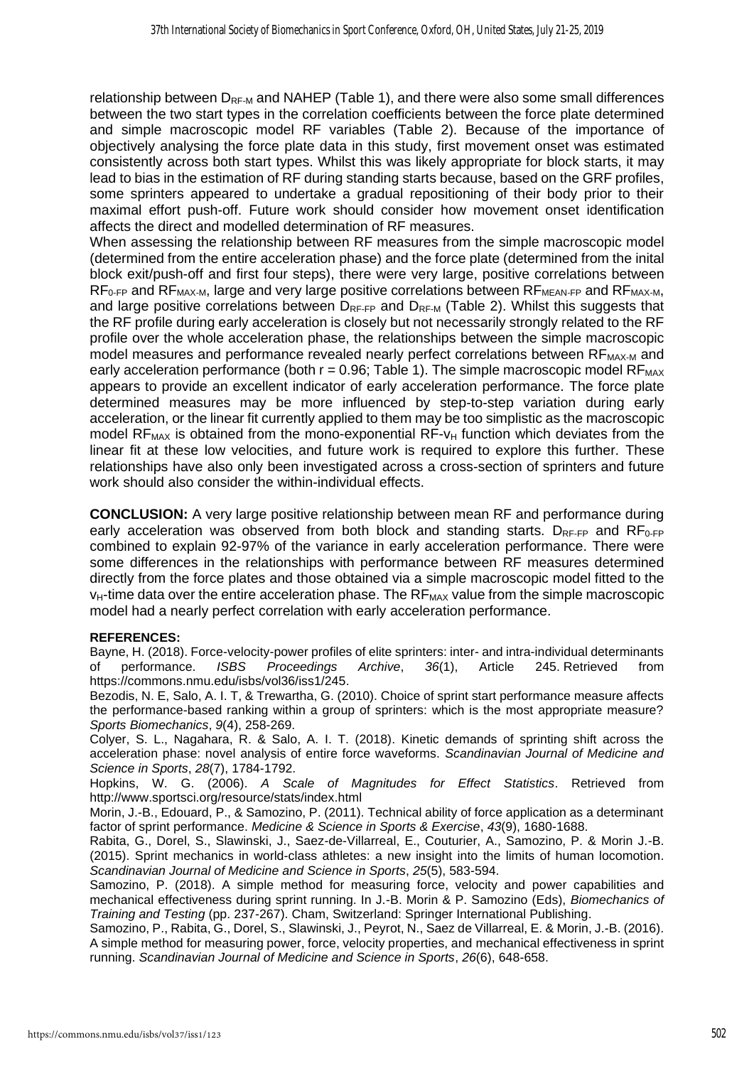relationship between $D_{RF-M}$ and NAHEP (Table 1), and there were also some small differences between the two start types in the correlation coefficients between the force plate determined and simple macroscopic model RF variables (Table 2). Because of the importance of objectively analysing the force plate data in this study, first movement onset was estimated consistently across both start types. Whilst this was likely appropriate for block starts, it may lead to bias in the estimation of RF during standing starts because, based on the GRF profiles, some sprinters appeared to undertake a gradual repositioning of their body prior to their maximal effort push-off. Future work should consider how movement onset identification affects the direct and modelled determination of RF measures.

When assessing the relationship between RF measures from the simple macroscopic model (determined from the entire acceleration phase) and the force plate (determined from the inital block exit/push-off and first four steps), there were very large, positive correlations between $RF_{0-FP}$ and $RF_{MAX-M}$, large and very large positive correlations between $RF_{MEAN-FP}$ and $RF_{MAX-M}$, and large positive correlations between $D_{RF-FP}$ and $D_{RF-M}$ (Table 2). Whilst this suggests that the RF profile during early acceleration is closely but not necessarily strongly related to the RF profile over the whole acceleration phase, the relationships between the simple macroscopic model measures and performance revealed nearly perfect correlations between $RF_{MAX-M}$ and early acceleration performance (both $r = 0.96$; Table 1). The simple macroscopic model $RF_{MAX}$ appears to provide an excellent indicator of early acceleration performance. The force plate determined measures may be more influenced by step-to-step variation during early acceleration, or the linear fit currently applied to them may be too simplistic as the macroscopic model $RF_{MAX}$ is obtained from the mono-exponential RF-$v_H$ function which deviates from the linear fit at these low velocities, and future work is required to explore this further. These relationships have also only been investigated across a cross-section of sprinters and future work should also consider the within-individual effects.

**CONCLUSION:** A very large positive relationship between mean RF and performance during early acceleration was observed from both block and standing starts. $D_{RF-FP}$ and $RF_{0-FP}$ combined to explain 92-97% of the variance in early acceleration performance. There were some differences in the relationships with performance between RF measures determined directly from the force plates and those obtained via a simple macroscopic model fitted to the $v_H$-time data over the entire acceleration phase. The $RF_{MAX}$ value from the simple macroscopic model had a nearly perfect correlation with early acceleration performance.

**REFERENCES:**

Bayne, H. (2018). Force-velocity-power profiles of elite sprinters: inter- and intra-individual determinants of performance. *ISBS Proceedings Archive*, *36*(1), Article 245. Retrieved from https://commons.nmu.edu/isbs/vol36/iss1/245.

Bezodis, N. E, Salo, A. I. T, & Trewartha, G. (2010). Choice of sprint start performance measure affects the performance-based ranking within a group of sprinters: which is the most appropriate measure? *Sports Biomechanics*, *9*(4), 258-269.

Colyer, S. L., Nagahara, R. & Salo, A. I. T. (2018). Kinetic demands of sprinting shift across the acceleration phase: novel analysis of entire force waveforms. *Scandinavian Journal of Medicine and Science in Sports*, *28*(7), 1784-1792.

Hopkins, W. G. (2006). *A Scale of Magnitudes for Effect Statistics*. Retrieved from http://www.sportsci.org/resource/stats/index.html

Morin, J.-B., Edouard, P., & Samozino, P. (2011). Technical ability of force application as a determinant factor of sprint performance. *Medicine & Science in Sports & Exercise*, *43*(9), 1680-1688.

Rabita, G., Dorel, S., Slawinski, J., Saez-de-Villarreal, E., Couturier, A., Samozino, P. & Morin J.-B. (2015). Sprint mechanics in world-class athletes: a new insight into the limits of human locomotion. *Scandinavian Journal of Medicine and Science in Sports*, *25*(5), 583-594.

Samozino, P. (2018). A simple method for measuring force, velocity and power capabilities and mechanical effectiveness during sprint running. In J.-B. Morin & P. Samozino (Eds), *Biomechanics of Training and Testing* (pp. 237-267). Cham, Switzerland: Springer International Publishing.

Samozino, P., Rabita, G., Dorel, S., Slawinski, J., Peyrot, N., Saez de Villarreal, E. & Morin, J.-B. (2016). A simple method for measuring power, force, velocity properties, and mechanical effectiveness in sprint running. *Scandinavian Journal of Medicine and Science in Sports*, *26*(6), 648-658.